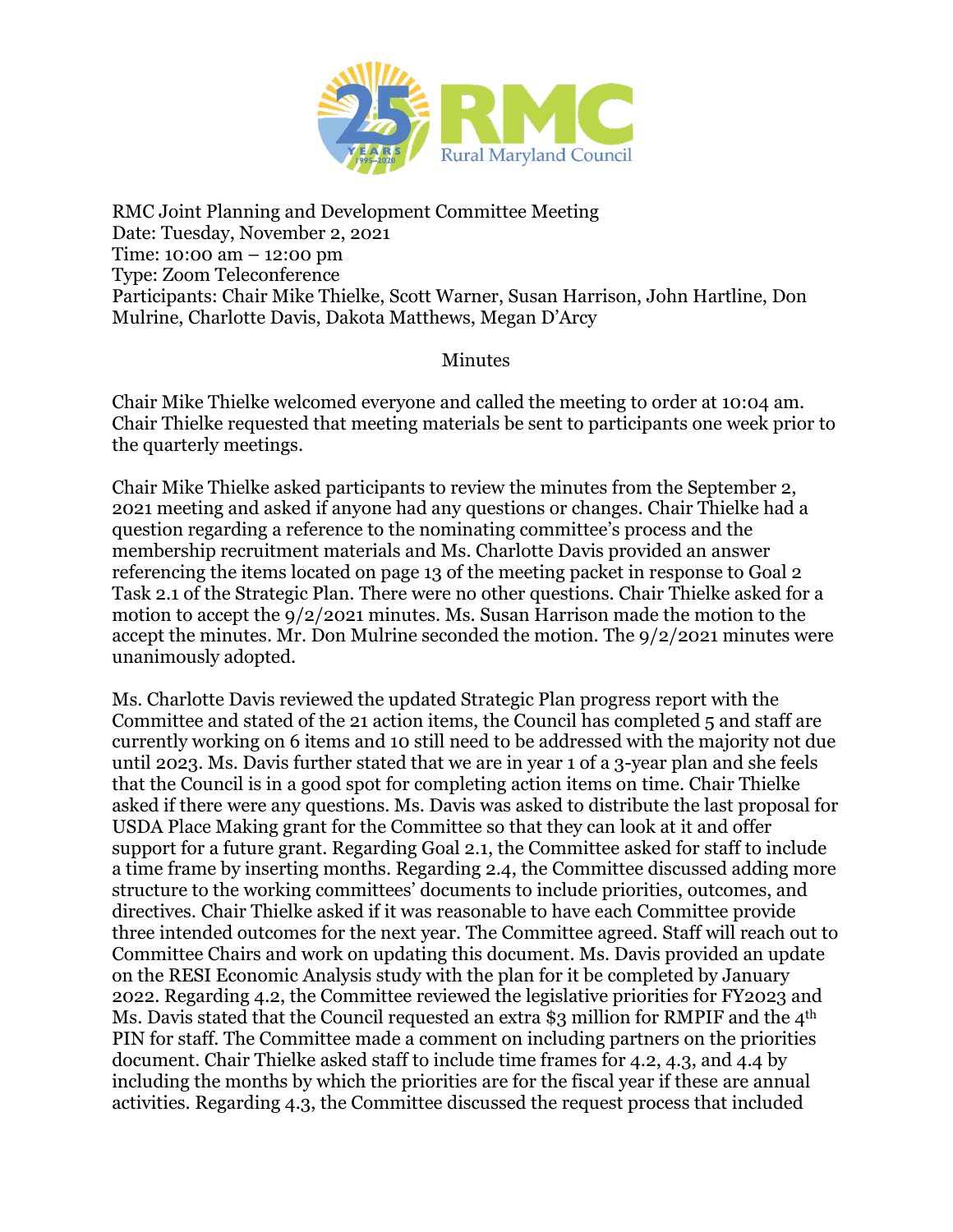RMC Joint Planning and Development Committee Meeting
Date: Tuesday, November 2, 2021
Time: 10:00 am – 12:00 pm
Type: Zoom Teleconference
Participants: Chair Mike Thielke, Scott Warner, Susan Harrison, John Hartline, Don Mulrine, Charlotte Davis, Dakota Matthews, Megan D'Arcy

Minutes

Chair Mike Thielke welcomed everyone and called the meeting to order at 10:04 am. Chair Thielke requested that meeting materials be sent to participants one week prior to the quarterly meetings.

Chair Mike Thielke asked participants to review the minutes from the September 2, 2021 meeting and asked if anyone had any questions or changes. Chair Thielke had a question regarding a reference to the nominating committee's process and the membership recruitment materials and Ms. Charlotte Davis provided an answer referencing the items located on page 13 of the meeting packet in response to Goal 2 Task 2.1 of the Strategic Plan. There were no other questions. Chair Thielke asked for a motion to accept the 9/2/2021 minutes. Ms. Susan Harrison made the motion to the accept the minutes. Mr. Don Mulrine seconded the motion. The 9/2/2021 minutes were unanimously adopted.

Ms. Charlotte Davis reviewed the updated Strategic Plan progress report with the Committee and stated of the 21 action items, the Council has completed 5 and staff are currently working on 6 items and 10 still need to be addressed with the majority not due until 2023. Ms. Davis further stated that we are in year 1 of a 3-year plan and she feels that the Council is in a good spot for completing action items on time. Chair Thielke asked if there were any questions. Ms. Davis was asked to distribute the last proposal for USDA Place Making grant for the Committee so that they can look at it and offer support for a future grant. Regarding Goal 2.1, the Committee asked for staff to include a time frame by inserting months. Regarding 2.4, the Committee discussed adding more structure to the working committees' documents to include priorities, outcomes, and directives. Chair Thielke asked if it was reasonable to have each Committee provide three intended outcomes for the next year. The Committee agreed. Staff will reach out to Committee Chairs and work on updating this document. Ms. Davis provided an update on the RESI Economic Analysis study with the plan for it be completed by January 2022. Regarding 4.2, the Committee reviewed the legislative priorities for FY2023 and Ms. Davis stated that the Council requested an extra $3 million for RMPIF and the 4th PIN for staff. The Committee made a comment on including partners on the priorities document. Chair Thielke asked staff to include time frames for 4.2, 4.3, and 4.4 by including the months by which the priorities are for the fiscal year if these are annual activities. Regarding 4.3, the Committee discussed the request process that included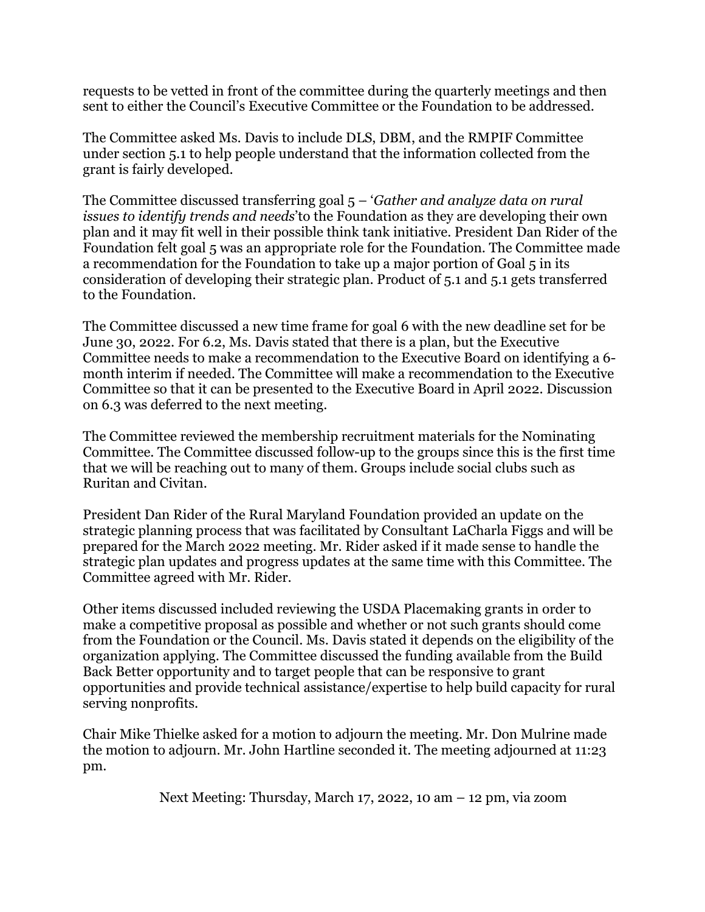requests to be vetted in front of the committee during the quarterly meetings and then sent to either the Council's Executive Committee or the Foundation to be addressed.

The Committee asked Ms. Davis to include DLS, DBM, and the RMPIF Committee under section 5.1 to help people understand that the information collected from the grant is fairly developed.

The Committee discussed transferring goal 5 – '*Gather and analyze data on rural issues to identify trends and needs*'to the Foundation as they are developing their own plan and it may fit well in their possible think tank initiative. President Dan Rider of the Foundation felt goal 5 was an appropriate role for the Foundation. The Committee made a recommendation for the Foundation to take up a major portion of Goal 5 in its consideration of developing their strategic plan. Product of 5.1 and 5.1 gets transferred to the Foundation.

The Committee discussed a new time frame for goal 6 with the new deadline set for be June 30, 2022. For 6.2, Ms. Davis stated that there is a plan, but the Executive Committee needs to make a recommendation to the Executive Board on identifying a 6-month interim if needed. The Committee will make a recommendation to the Executive Committee so that it can be presented to the Executive Board in April 2022. Discussion on 6.3 was deferred to the next meeting.

The Committee reviewed the membership recruitment materials for the Nominating Committee. The Committee discussed follow-up to the groups since this is the first time that we will be reaching out to many of them. Groups include social clubs such as Ruritan and Civitan.

President Dan Rider of the Rural Maryland Foundation provided an update on the strategic planning process that was facilitated by Consultant LaCharla Figgs and will be prepared for the March 2022 meeting. Mr. Rider asked if it made sense to handle the strategic plan updates and progress updates at the same time with this Committee. The Committee agreed with Mr. Rider.

Other items discussed included reviewing the USDA Placemaking grants in order to make a competitive proposal as possible and whether or not such grants should come from the Foundation or the Council. Ms. Davis stated it depends on the eligibility of the organization applying. The Committee discussed the funding available from the Build Back Better opportunity and to target people that can be responsive to grant opportunities and provide technical assistance/expertise to help build capacity for rural serving nonprofits.

Chair Mike Thielke asked for a motion to adjourn the meeting. Mr. Don Mulrine made the motion to adjourn. Mr. John Hartline seconded it. The meeting adjourned at 11:23 pm.

Next Meeting: Thursday, March 17, 2022, 10 am – 12 pm, via zoom